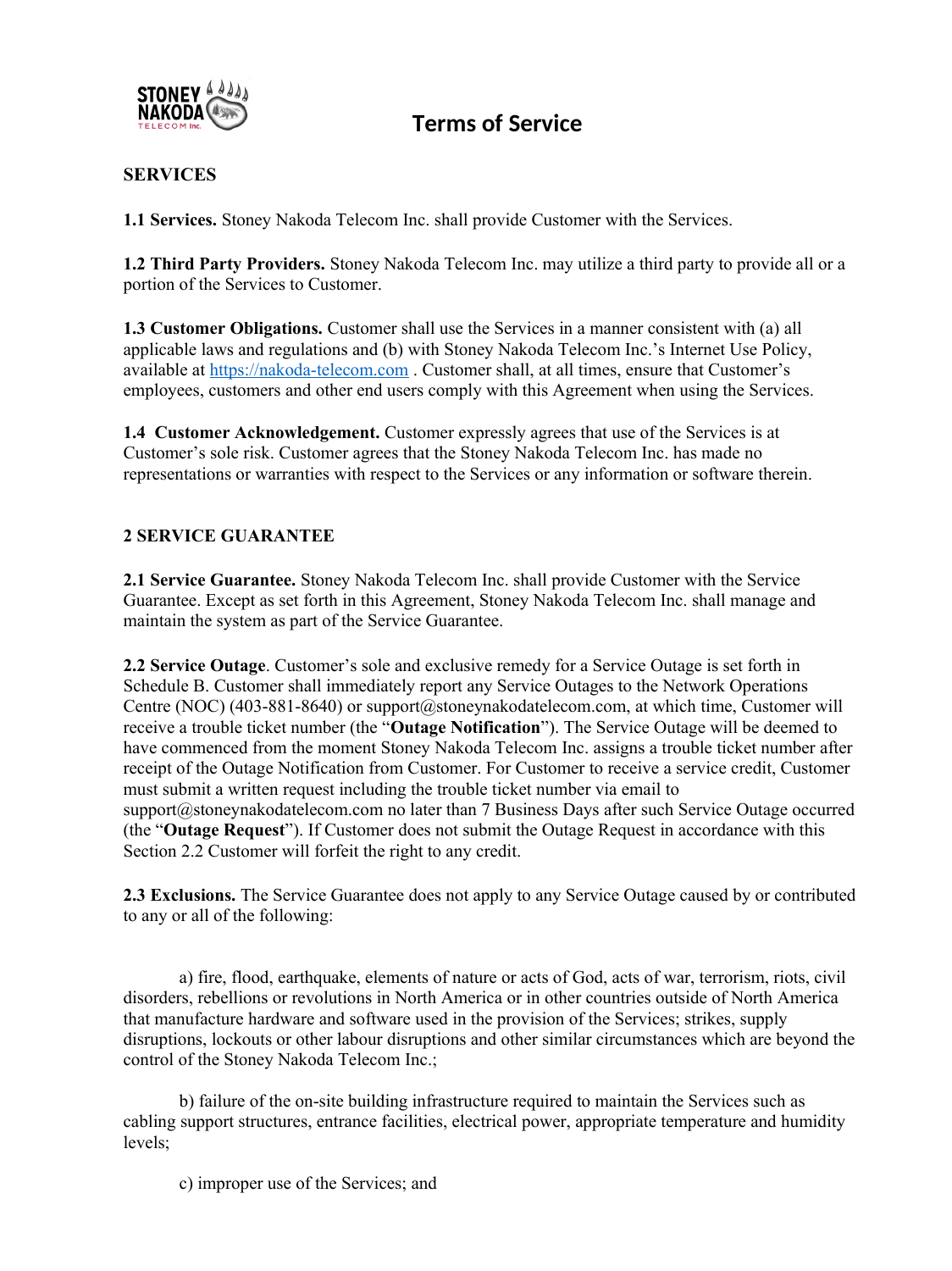# Terms of Service

## SERVICES

**1.1 Services.** Stoney Nakoda Telecom Inc. shall provide Customer with the Services.

**1.2 Third Party Providers.** Stoney Nakoda Telecom Inc. may utilize a third party to provide all or a portion of the Services to Customer.

**1.3 Customer Obligations.** Customer shall use the Services in a manner consistent with (a) all applicable laws and regulations and (b) with Stoney Nakoda Telecom Inc.'s Internet Use Policy, available at [https://nakoda-telecom.com](https://nakoda-telecom.com) . Customer shall, at all times, ensure that Customer's employees, customers and other end users comply with this Agreement when using the Services.

**1.4 Customer Acknowledgement.** Customer expressly agrees that use of the Services is at Customer's sole risk. Customer agrees that the Stoney Nakoda Telecom Inc. has made no representations or warranties with respect to the Services or any information or software therein.

## 2 SERVICE GUARANTEE

**2.1 Service Guarantee.** Stoney Nakoda Telecom Inc. shall provide Customer with the Service Guarantee. Except as set forth in this Agreement, Stoney Nakoda Telecom Inc. shall manage and maintain the system as part of the Service Guarantee.

**2.2 Service Outage**. Customer's sole and exclusive remedy for a Service Outage is set forth in Schedule B. Customer shall immediately report any Service Outages to the Network Operations Centre (NOC) (403-881-8640) or support@stoneynakodatelecom.com, at which time, Customer will receive a trouble ticket number (the "**Outage Notification**"). The Service Outage will be deemed to have commenced from the moment Stoney Nakoda Telecom Inc. assigns a trouble ticket number after receipt of the Outage Notification from Customer. For Customer to receive a service credit, Customer must submit a written request including the trouble ticket number via email to support@stoneynakodatelecom.com no later than 7 Business Days after such Service Outage occurred (the "**Outage Request**"). If Customer does not submit the Outage Request in accordance with this Section 2.2 Customer will forfeit the right to any credit.

**2.3 Exclusions.** The Service Guarantee does not apply to any Service Outage caused by or contributed to any or all of the following:

a) fire, flood, earthquake, elements of nature or acts of God, acts of war, terrorism, riots, civil disorders, rebellions or revolutions in North America or in other countries outside of North America that manufacture hardware and software used in the provision of the Services; strikes, supply disruptions, lockouts or other labour disruptions and other similar circumstances which are beyond the control of the Stoney Nakoda Telecom Inc.;

b) failure of the on-site building infrastructure required to maintain the Services such as cabling support structures, entrance facilities, electrical power, appropriate temperature and humidity levels;

c) improper use of the Services; and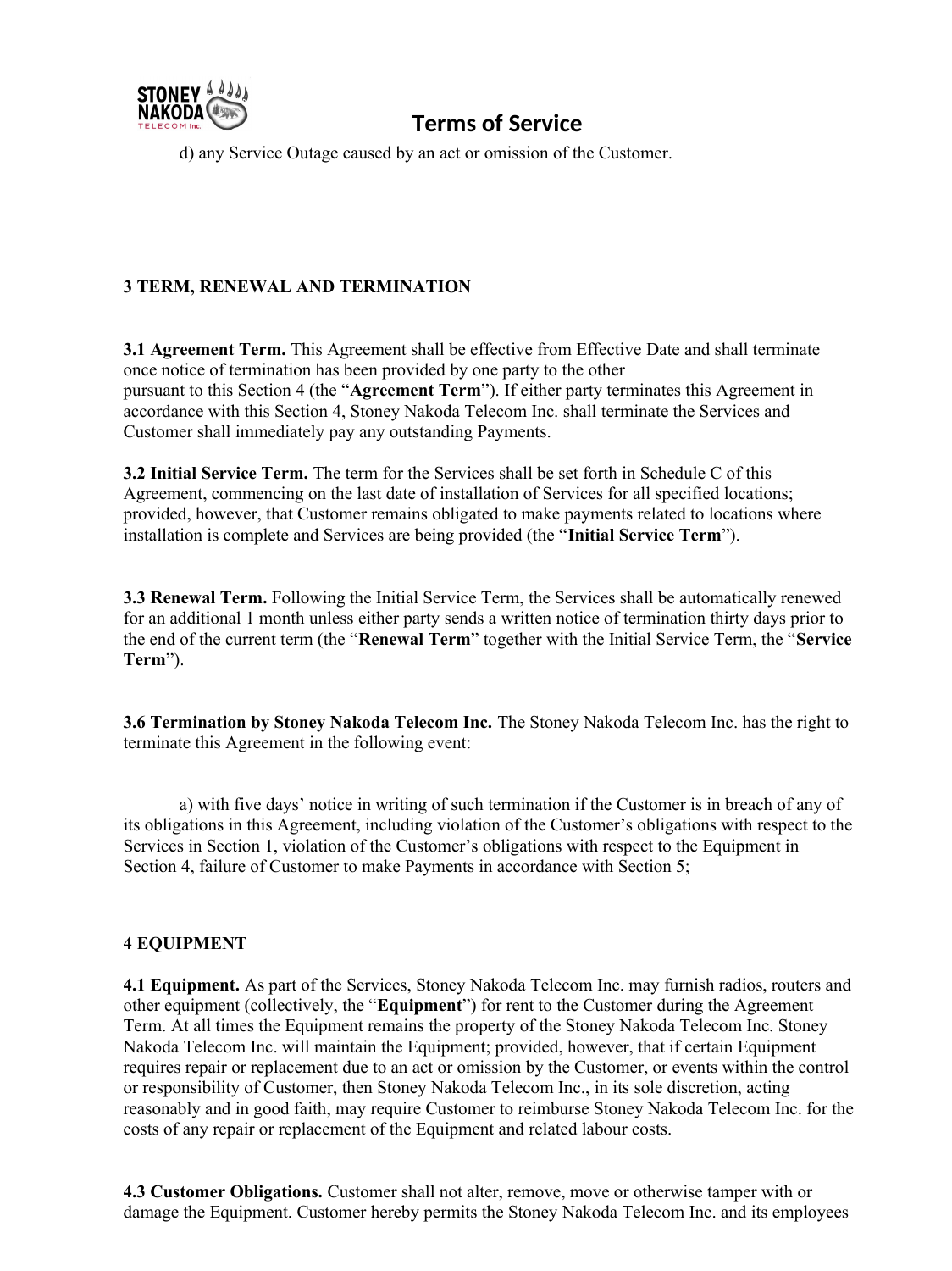d) any Service Outage caused by an act or omission of the Customer.

## 3 TERM, RENEWAL AND TERMINATION

**3.1 Agreement Term.** This Agreement shall be effective from Effective Date and shall terminate once notice of termination has been provided by one party to the other pursuant to this Section 4 (the "**Agreement Term**"). If either party terminates this Agreement in accordance with this Section 4, Stoney Nakoda Telecom Inc. shall terminate the Services and Customer shall immediately pay any outstanding Payments.

**3.2 Initial Service Term.** The term for the Services shall be set forth in Schedule C of this Agreement, commencing on the last date of installation of Services for all specified locations; provided, however, that Customer remains obligated to make payments related to locations where installation is complete and Services are being provided (the "**Initial Service Term**").

**3.3 Renewal Term.** Following the Initial Service Term, the Services shall be automatically renewed for an additional 1 month unless either party sends a written notice of termination thirty days prior to the end of the current term (the "**Renewal Term**" together with the Initial Service Term, the "**Service Term**").

**3.6 Termination by Stoney Nakoda Telecom Inc.** The Stoney Nakoda Telecom Inc. has the right to terminate this Agreement in the following event:

a) with five days' notice in writing of such termination if the Customer is in breach of any of its obligations in this Agreement, including violation of the Customer's obligations with respect to the Services in Section 1, violation of the Customer's obligations with respect to the Equipment in Section 4, failure of Customer to make Payments in accordance with Section 5;

## 4 EQUIPMENT

**4.1 Equipment.** As part of the Services, Stoney Nakoda Telecom Inc. may furnish radios, routers and other equipment (collectively, the "**Equipment**") for rent to the Customer during the Agreement Term. At all times the Equipment remains the property of the Stoney Nakoda Telecom Inc. Stoney Nakoda Telecom Inc. will maintain the Equipment; provided, however, that if certain Equipment requires repair or replacement due to an act or omission by the Customer, or events within the control or responsibility of Customer, then Stoney Nakoda Telecom Inc., in its sole discretion, acting reasonably and in good faith, may require Customer to reimburse Stoney Nakoda Telecom Inc. for the costs of any repair or replacement of the Equipment and related labour costs.

**4.3 Customer Obligations.** Customer shall not alter, remove, move or otherwise tamper with or damage the Equipment. Customer hereby permits the Stoney Nakoda Telecom Inc. and its employees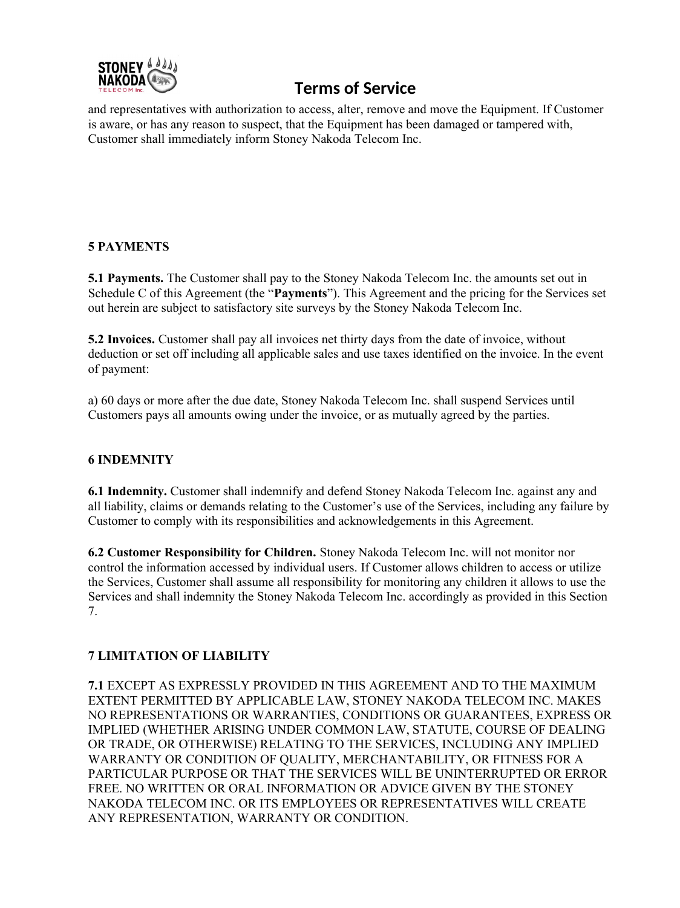and representatives with authorization to access, alter, remove and move the Equipment. If Customer is aware, or has any reason to suspect, that the Equipment has been damaged or tampered with, Customer shall immediately inform Stoney Nakoda Telecom Inc.

## 5 PAYMENTS

**5.1 Payments.** The Customer shall pay to the Stoney Nakoda Telecom Inc. the amounts set out in Schedule C of this Agreement (the "**Payments**"). This Agreement and the pricing for the Services set out herein are subject to satisfactory site surveys by the Stoney Nakoda Telecom Inc.

**5.2 Invoices.** Customer shall pay all invoices net thirty days from the date of invoice, without deduction or set off including all applicable sales and use taxes identified on the invoice. In the event of payment:

a) 60 days or more after the due date, Stoney Nakoda Telecom Inc. shall suspend Services until Customers pays all amounts owing under the invoice, or as mutually agreed by the parties.

## 6 INDEMNITY

**6.1 Indemnity.** Customer shall indemnify and defend Stoney Nakoda Telecom Inc. against any and all liability, claims or demands relating to the Customer's use of the Services, including any failure by Customer to comply with its responsibilities and acknowledgements in this Agreement.

**6.2 Customer Responsibility for Children.** Stoney Nakoda Telecom Inc. will not monitor nor control the information accessed by individual users. If Customer allows children to access or utilize the Services, Customer shall assume all responsibility for monitoring any children it allows to use the Services and shall indemnity the Stoney Nakoda Telecom Inc. accordingly as provided in this Section 7.

## 7 LIMITATION OF LIABILITY

**7.1** EXCEPT AS EXPRESSLY PROVIDED IN THIS AGREEMENT AND TO THE MAXIMUM EXTENT PERMITTED BY APPLICABLE LAW, STONEY NAKODA TELECOM INC. MAKES NO REPRESENTATIONS OR WARRANTIES, CONDITIONS OR GUARANTEES, EXPRESS OR IMPLIED (WHETHER ARISING UNDER COMMON LAW, STATUTE, COURSE OF DEALING OR TRADE, OR OTHERWISE) RELATING TO THE SERVICES, INCLUDING ANY IMPLIED WARRANTY OR CONDITION OF QUALITY, MERCHANTABILITY, OR FITNESS FOR A PARTICULAR PURPOSE OR THAT THE SERVICES WILL BE UNINTERRUPTED OR ERROR FREE. NO WRITTEN OR ORAL INFORMATION OR ADVICE GIVEN BY THE STONEY NAKODA TELECOM INC. OR ITS EMPLOYEES OR REPRESENTATIVES WILL CREATE ANY REPRESENTATION, WARRANTY OR CONDITION.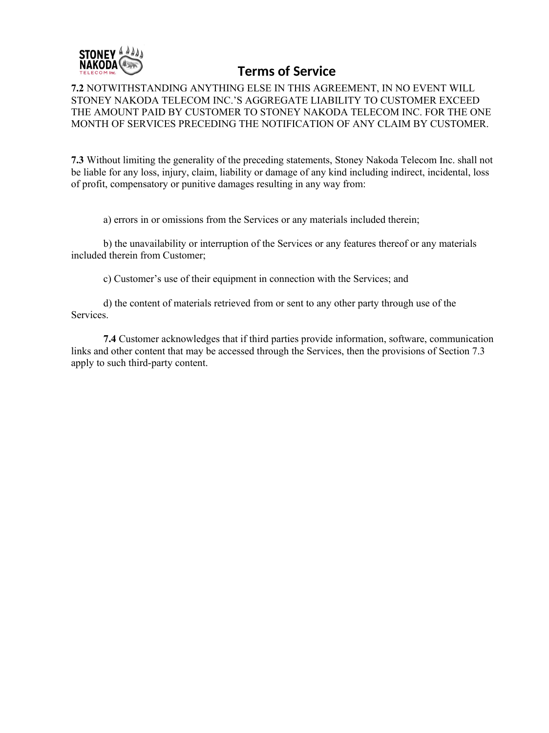**7.2** NOTWITHSTANDING ANYTHING ELSE IN THIS AGREEMENT, IN NO EVENT WILL STONEY NAKODA TELECOM INC.'S AGGREGATE LIABILITY TO CUSTOMER EXCEED THE AMOUNT PAID BY CUSTOMER TO STONEY NAKODA TELECOM INC. FOR THE ONE MONTH OF SERVICES PRECEDING THE NOTIFICATION OF ANY CLAIM BY CUSTOMER.

**7.3** Without limiting the generality of the preceding statements, Stoney Nakoda Telecom Inc. shall not be liable for any loss, injury, claim, liability or damage of any kind including indirect, incidental, loss of profit, compensatory or punitive damages resulting in any way from:

a) errors in or omissions from the Services or any materials included therein;

b) the unavailability or interruption of the Services or any features thereof or any materials included therein from Customer;

c) Customer's use of their equipment in connection with the Services; and

d) the content of materials retrieved from or sent to any other party through use of the Services.

**7.4** Customer acknowledges that if third parties provide information, software, communication links and other content that may be accessed through the Services, then the provisions of Section 7.3 apply to such third-party content.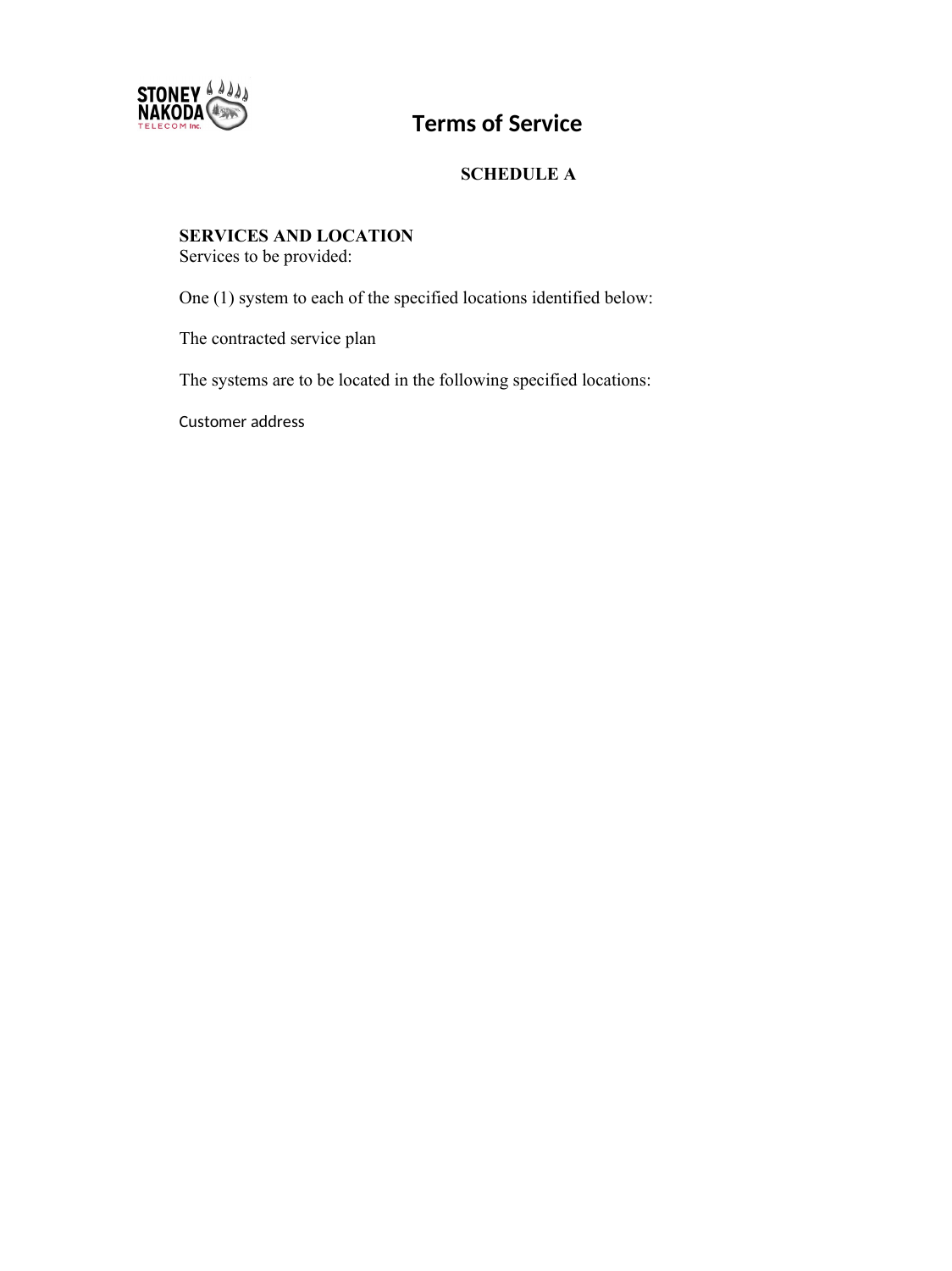# Terms of Service

## SCHEDULE A

**SERVICES AND LOCATION**
Services to be provided:

One (1) system to each of the specified locations identified below:

The contracted service plan

The systems are to be located in the following specified locations:

Customer address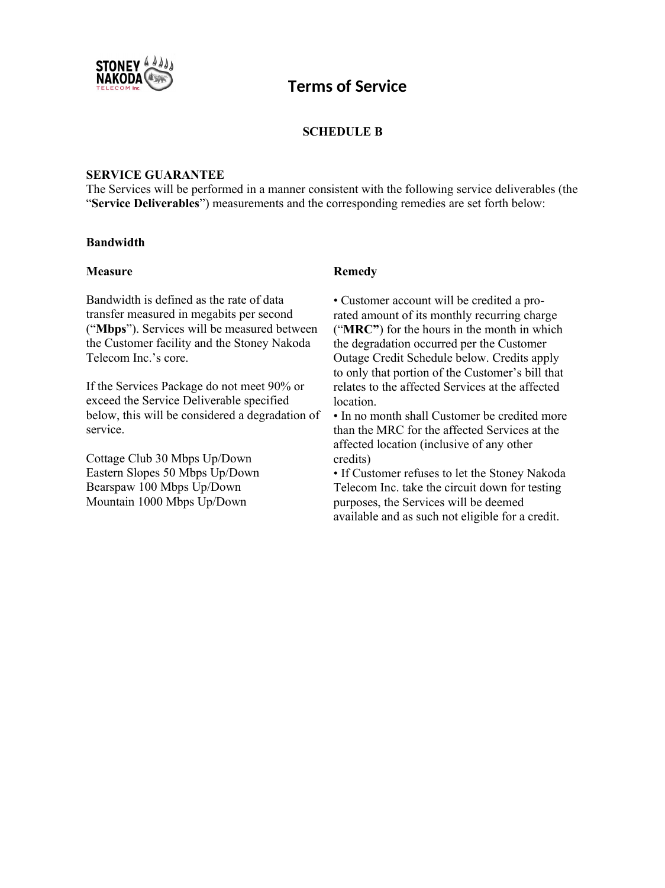# Terms of Service

## SCHEDULE B

**SERVICE GUARANTEE**
The Services will be performed in a manner consistent with the following service deliverables (the "**Service Deliverables**") measurements and the corresponding remedies are set forth below:

**Bandwidth**

**Measure**

Bandwidth is defined as the rate of data transfer measured in megabits per second ("**Mbps**"). Services will be measured between the Customer facility and the Stoney Nakoda Telecom Inc.'s core.

If the Services Package do not meet 90% or exceed the Service Deliverable specified below, this will be considered a degradation of service.

Cottage Club 30 Mbps Up/Down
Eastern Slopes 50 Mbps Up/Down
Bearspaw 100 Mbps Up/Down
Mountain 1000 Mbps Up/Down

**Remedy**

- Customer account will be credited a pro-rated amount of its monthly recurring charge ("**MRC"**) for the hours in the month in which the degradation occurred per the Customer Outage Credit Schedule below. Credits apply to only that portion of the Customer's bill that relates to the affected Services at the affected location.
- In no month shall Customer be credited more than the MRC for the affected Services at the affected location (inclusive of any other credits)
- If Customer refuses to let the Stoney Nakoda Telecom Inc. take the circuit down for testing purposes, the Services will be deemed available and as such not eligible for a credit.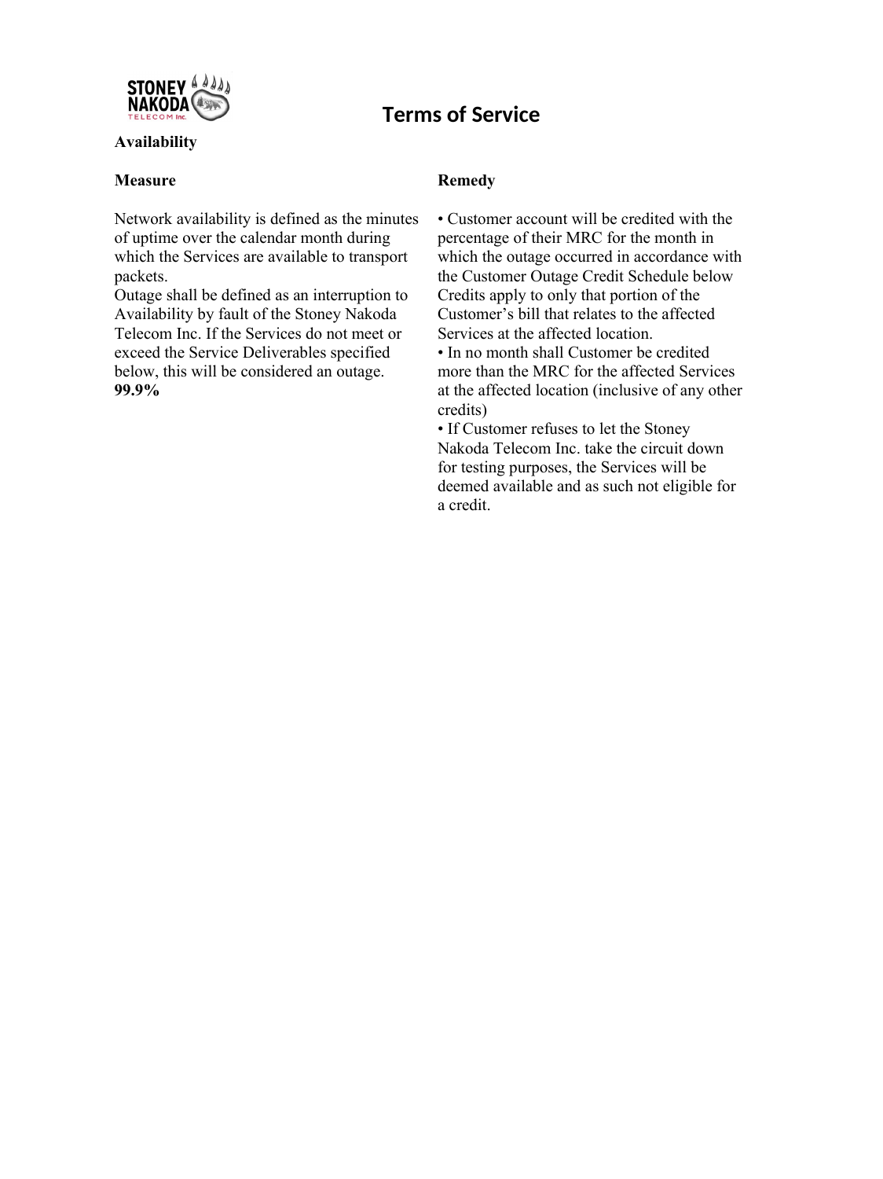# Terms of Service

**Availability**

| **Measure** | **Remedy** |
| --- | --- |
| Network availability is defined as the minutes of uptime over the calendar month during which the Services are available to transport packets.<br>Outage shall be defined as an interruption to Availability by fault of the Stoney Nakoda Telecom Inc. If the Services do not meet or exceed the Service Deliverables specified below, this will be considered an outage.<br>**99.9%** | • Customer account will be credited with the percentage of their MRC for the month in which the outage occurred in accordance with the Customer Outage Credit Schedule below Credits apply to only that portion of the Customer's bill that relates to the affected Services at the affected location.<br>• In no month shall Customer be credited more than the MRC for the affected Services at the affected location (inclusive of any other credits)<br>• If Customer refuses to let the Stoney Nakoda Telecom Inc. take the circuit down for testing purposes, the Services will be deemed available and as such not eligible for a credit. |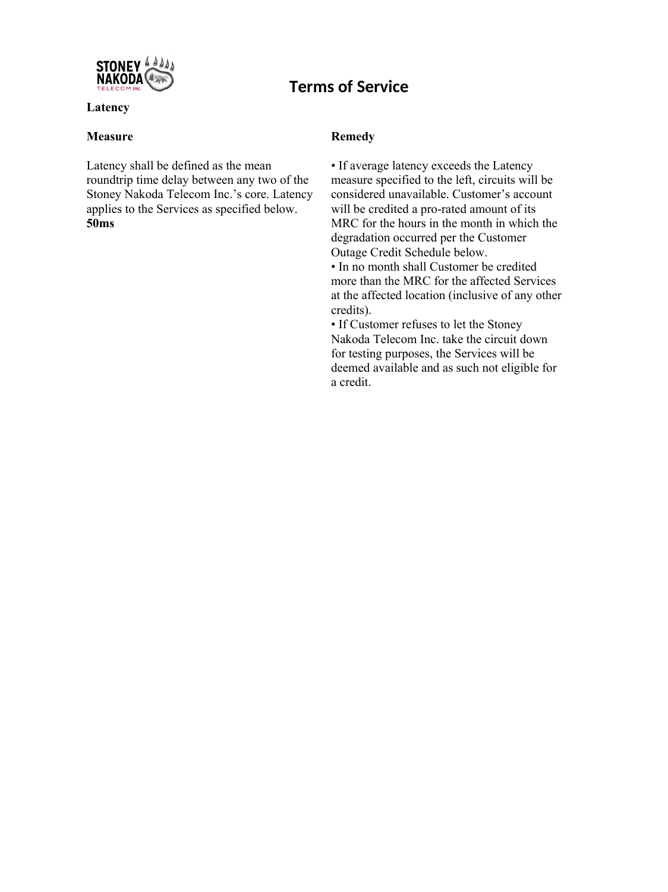# Terms of Service

**Latency**

| **Measure** | **Remedy** |
| --- | --- |
| Latency shall be defined as the mean roundtrip time delay between any two of the Stoney Nakoda Telecom Inc.'s core. Latency applies to the Services as specified below. **50ms** | • If average latency exceeds the Latency measure specified to the left, circuits will be considered unavailable. Customer's account will be credited a pro-rated amount of its MRC for the hours in the month in which the degradation occurred per the Customer Outage Credit Schedule below. • In no month shall Customer be credited more than the MRC for the affected Services at the affected location (inclusive of any other credits). • If Customer refuses to let the Stoney Nakoda Telecom Inc. take the circuit down for testing purposes, the Services will be deemed available and as such not eligible for a credit. |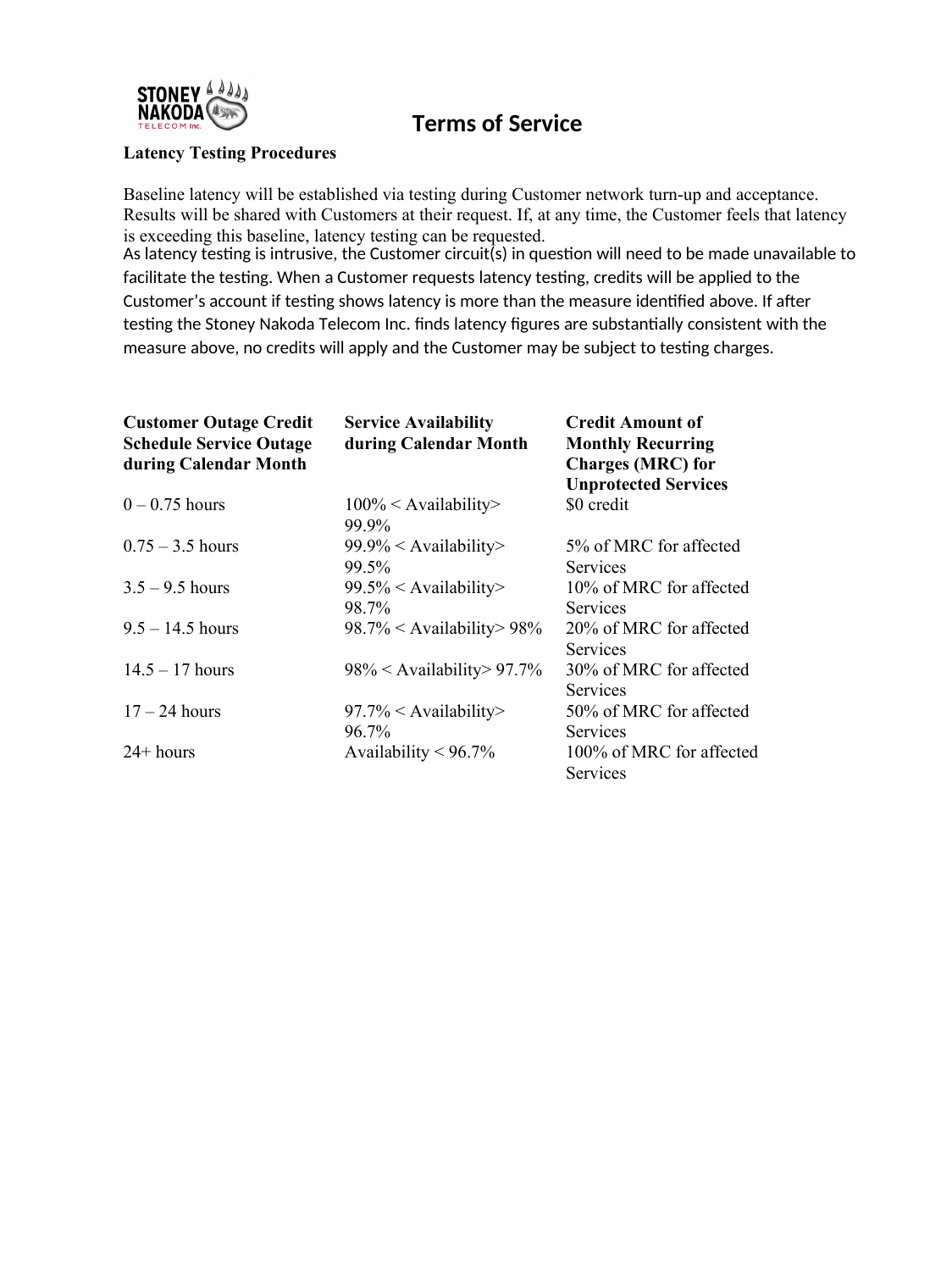# Terms of Service

**Latency Testing Procedures**

Baseline latency will be established via testing during Customer network turn-up and acceptance. Results will be shared with Customers at their request. If, at any time, the Customer feels that latency is exceeding this baseline, latency testing can be requested.

As latency testing is intrusive, the Customer circuit(s) in question will need to be made unavailable to facilitate the testing. When a Customer requests latency testing, credits will be applied to the Customer's account if testing shows latency is more than the measure identified above. If after testing the Stoney Nakoda Telecom Inc. finds latency figures are substantially consistent with the measure above, no credits will apply and the Customer may be subject to testing charges.

| **Customer Outage Credit Schedule Service Outage during Calendar Month** | **Service Availability during Calendar Month** | **Credit Amount of Monthly Recurring Charges (MRC) for Unprotected Services** |
|---|---|---|
| 0 – 0.75 hours | 100% < Availability> 99.9% | $0 credit |
| 0.75 – 3.5 hours | 99.9% < Availability> 99.5% | 5% of MRC for affected Services |
| 3.5 – 9.5 hours | 99.5% < Availability> 98.7% | 10% of MRC for affected Services |
| 9.5 – 14.5 hours | 98.7% < Availability> 98% | 20% of MRC for affected Services |
| 14.5 – 17 hours | 98% < Availability> 97.7% | 30% of MRC for affected Services |
| 17 – 24 hours | 97.7% < Availability> 96.7% | 50% of MRC for affected Services |
| 24+ hours | Availability < 96.7% | 100% of MRC for affected Services |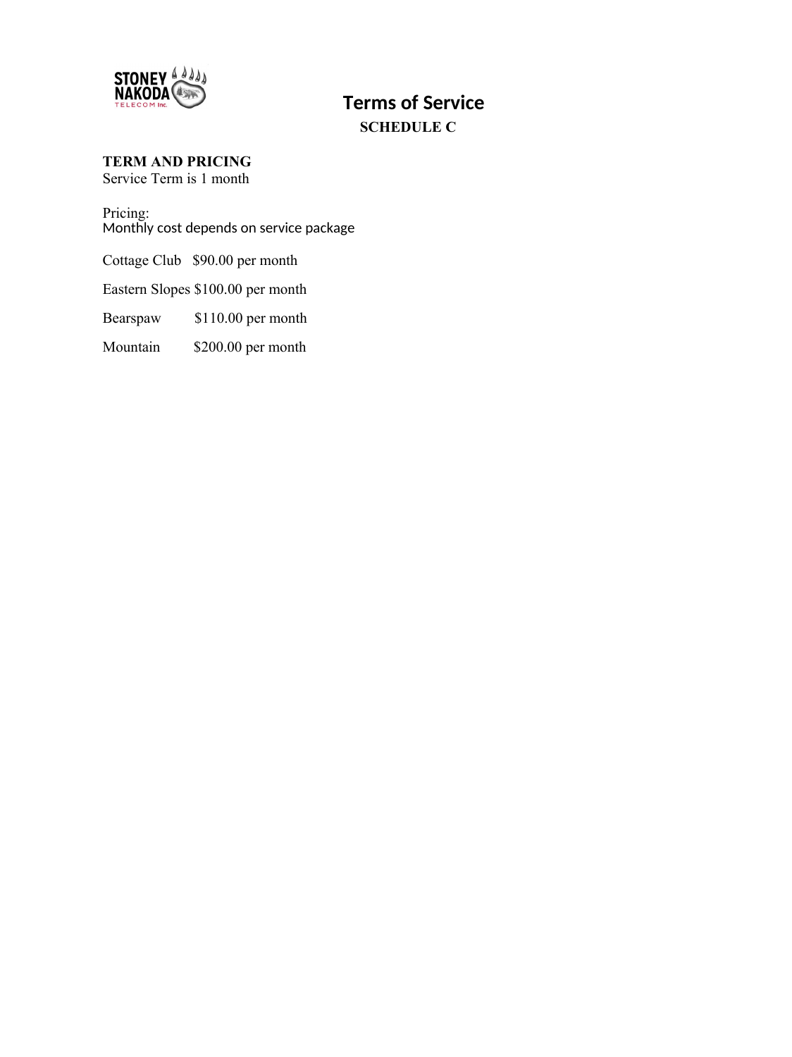# Terms of Service

## SCHEDULE C

**TERM AND PRICING**
Service Term is 1 month

Pricing:
Monthly cost depends on service package

| | |
|---|---|
| Cottage Club | $90.00 per month |
| Eastern Slopes | $100.00 per month |
| Bearspaw | $110.00 per month |
| Mountain | $200.00 per month |